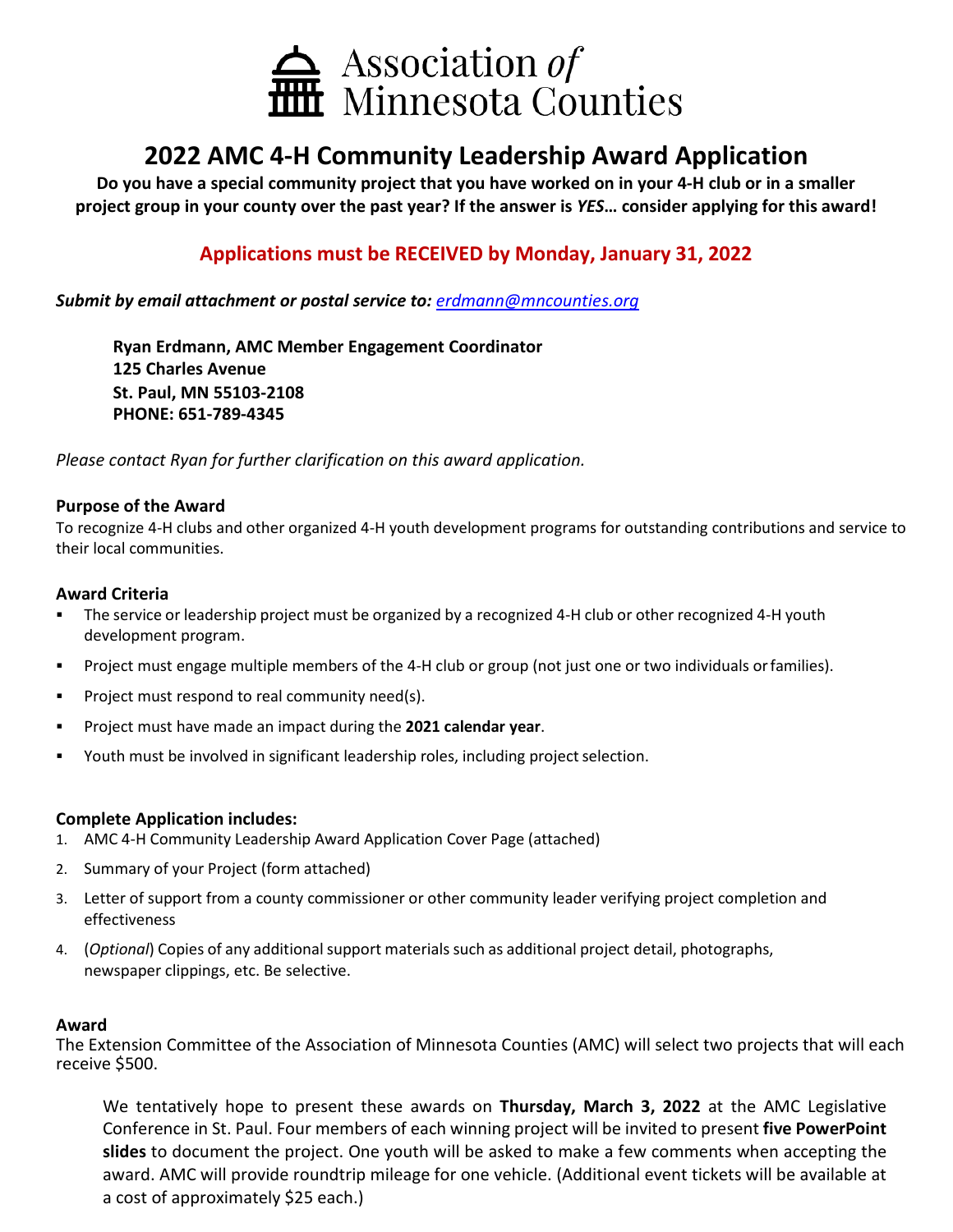Association *of* Minnesota Counties

# 2022 AMC 4-H Community Leadership Award Application

**Do you have a special community project that you have worked on in your 4-H club or in a smaller project group in your county over the past year? If the answer is *YES*… consider applying for this award!**

**Applications must be RECEIVED by Monday, January 31, 2022**

***Submit by email attachment or postal service to:*** *erdmann@mncounties.org*

**Ryan Erdmann, AMC Member Engagement Coordinator**
**125 Charles Avenue**
**St. Paul, MN 55103-2108**
**PHONE: 651-789-4345**

*Please contact Ryan for further clarification on this award application.*

### Purpose of the Award

To recognize 4-H clubs and other organized 4-H youth development programs for outstanding contributions and service to their local communities.

### Award Criteria

- The service or leadership project must be organized by a recognized 4-H club or other recognized 4-H youth development program.
- Project must engage multiple members of the 4-H club or group (not just one or two individuals or families).
- Project must respond to real community need(s).
- Project must have made an impact during the **2021 calendar year**.
- Youth must be involved in significant leadership roles, including project selection.

### Complete Application includes:

1. AMC 4-H Community Leadership Award Application Cover Page (attached)
2. Summary of your Project (form attached)
3. Letter of support from a county commissioner or other community leader verifying project completion and effectiveness
4. (*Optional*) Copies of any additional support materials such as additional project detail, photographs, newspaper clippings, etc. Be selective.

### Award

The Extension Committee of the Association of Minnesota Counties (AMC) will select two projects that will each receive $500.

We tentatively hope to present these awards on **Thursday, March 3, 2022** at the AMC Legislative Conference in St. Paul. Four members of each winning project will be invited to present **five PowerPoint slides** to document the project. One youth will be asked to make a few comments when accepting the award. AMC will provide roundtrip mileage for one vehicle. (Additional event tickets will be available at a cost of approximately $25 each.)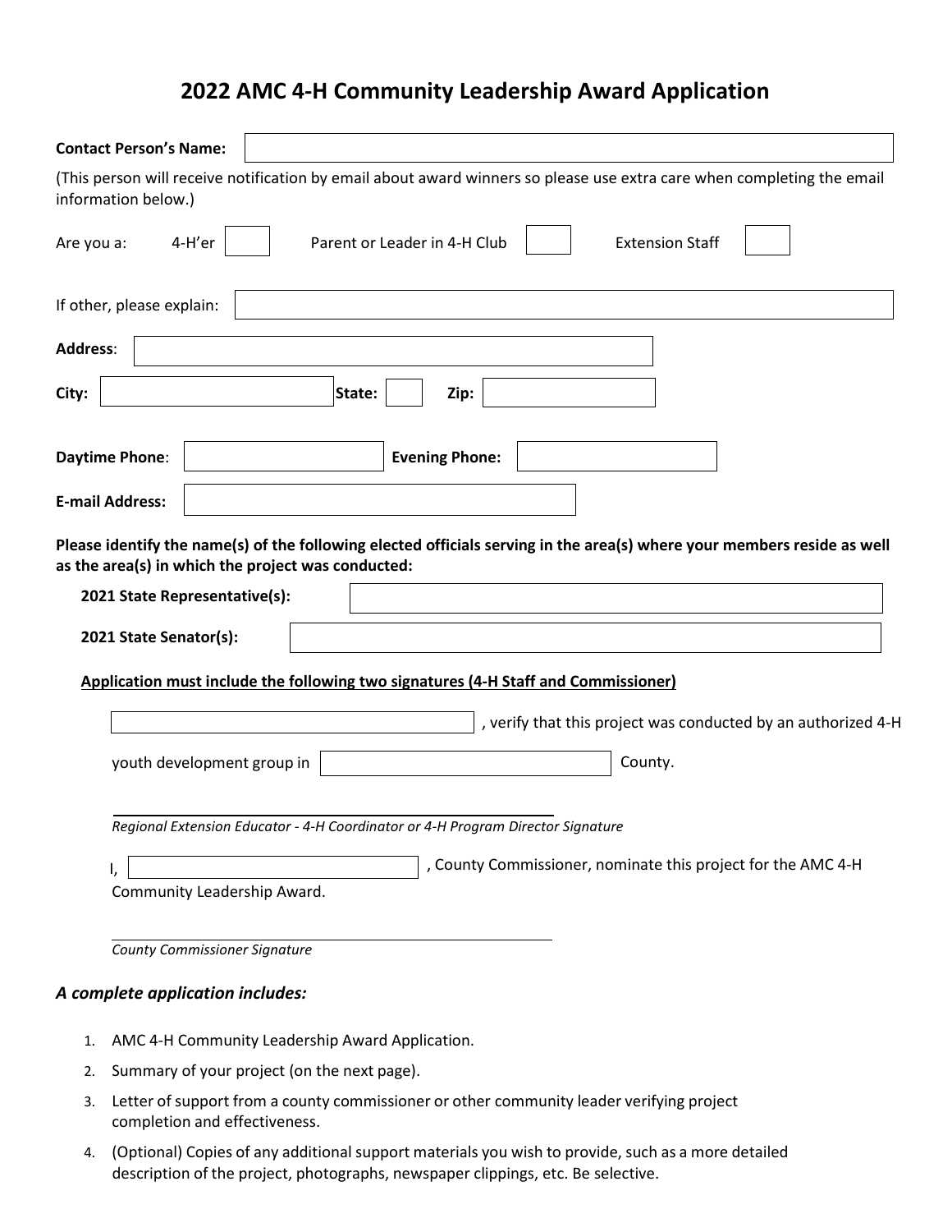# 2022 AMC 4-H Community Leadership Award Application

**Contact Person's Name:** ______________________

(This person will receive notification by email about award winners so please use extra care when completing the email information below.)

Are you a: 4-H'er ☐ Parent or Leader in 4-H Club ☐ Extension Staff ☐

If other, please explain: ______________________

**Address**: ______________________

**City:** ______________ **State:** ____ **Zip:** __________

**Daytime Phone**: ______________ **Evening Phone:** ______________

**E-mail Address:** ______________________

**Please identify the name(s) of the following elected officials serving in the area(s) where your members reside as well as the area(s) in which the project was conducted:**

**2021 State Representative(s):** ______________________

**2021 State Senator(s):** ______________________

**Application must include the following two signatures (4-H Staff and Commissioner)**

______________________, verify that this project was conducted by an authorized 4-H youth development group in ______________________ County.

______________________

*Regional Extension Educator - 4-H Coordinator or 4-H Program Director Signature*

I, ______________________, County Commissioner, nominate this project for the AMC 4-H Community Leadership Award.

______________________

*County Commissioner Signature*

### *A complete application includes:*

1. AMC 4-H Community Leadership Award Application.
2. Summary of your project (on the next page).
3. Letter of support from a county commissioner or other community leader verifying project completion and effectiveness.
4. (Optional) Copies of any additional support materials you wish to provide, such as a more detailed description of the project, photographs, newspaper clippings, etc. Be selective.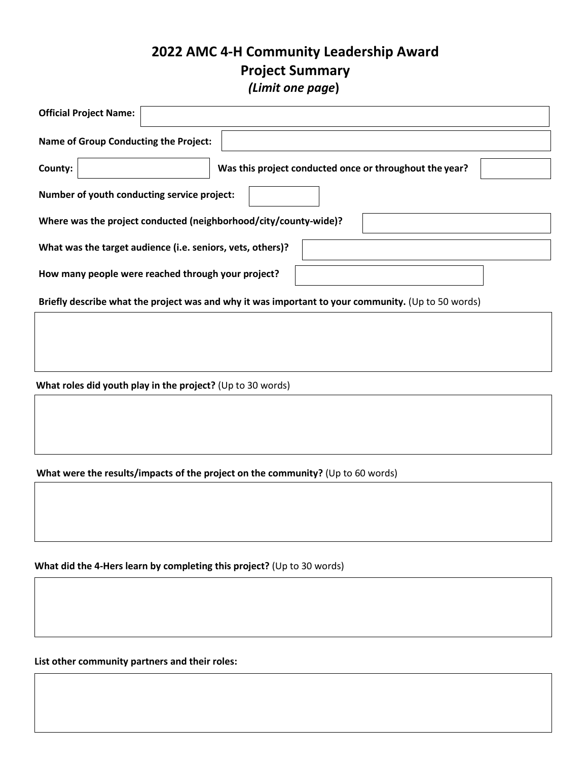# 2022 AMC 4-H Community Leadership Award
## Project Summary
### *(Limit one page)*

**Official Project Name:**

**Name of Group Conducting the Project:**

**County:**

**Was this project conducted once or throughout the year?**

**Number of youth conducting service project:**

**Where was the project conducted (neighborhood/city/county-wide)?**

**What was the target audience (i.e. seniors, vets, others)?**

**How many people were reached through your project?**

**Briefly describe what the project was and why it was important to your community.** (Up to 50 words)

**What roles did youth play in the project?** (Up to 30 words)

**What were the results/impacts of the project on the community?** (Up to 60 words)

**What did the 4-Hers learn by completing this project?** (Up to 30 words)

**List other community partners and their roles:**